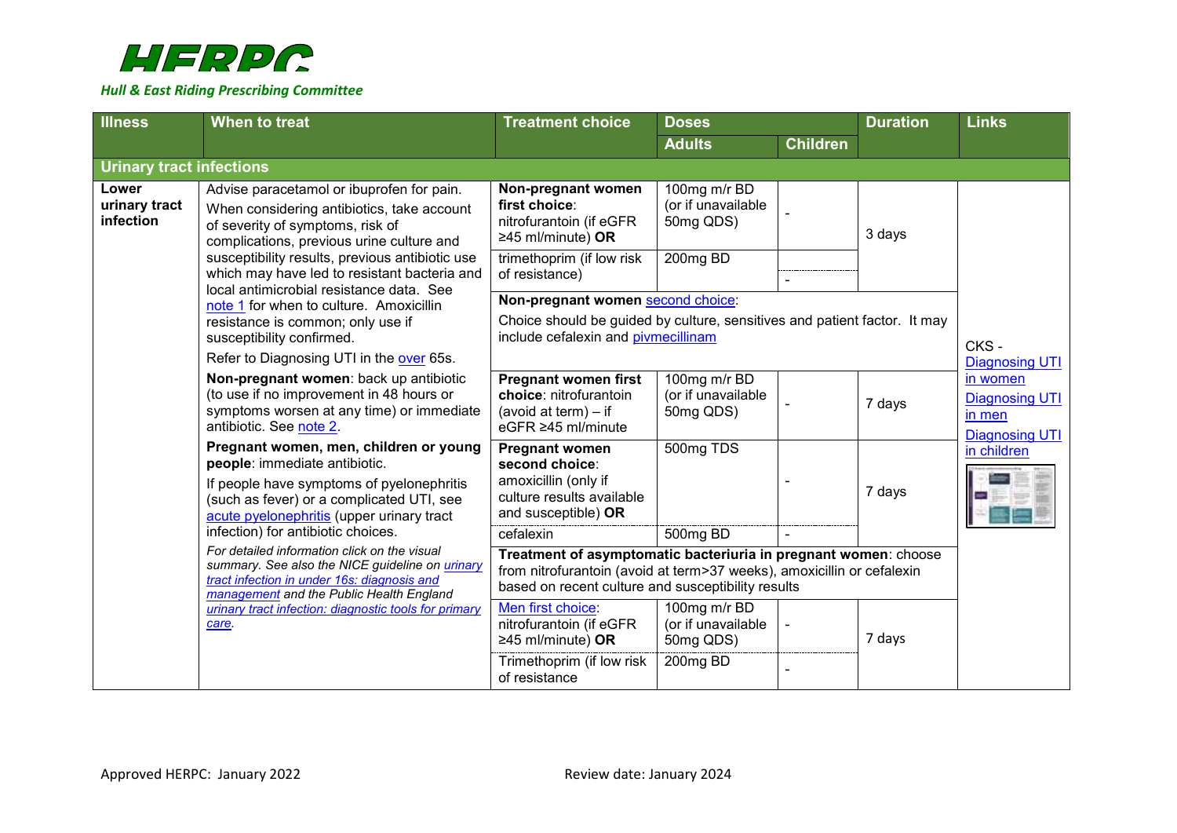# HERPC

*Hull & East Riding Prescribing Committee*

| Illness | When to treat | Treatment choice | Doses | | Duration | Links |
|---|---|---|---|---|---|---|
| | | | Adults | Children | | |
| **Urinary tract infections** | | | | | | |
| **Lower urinary tract infection** | Advise paracetamol or ibuprofen for pain. When considering antibiotics, take account of severity of symptoms, risk of complications, previous urine culture and susceptibility results, previous antibiotic use which may have led to resistant bacteria and local antimicrobial resistance data. See note 1 for when to culture. Amoxicillin resistance is common; only use if susceptibility confirmed. Refer to Diagnosing UTI in the over 65s. | **Non-pregnant women first choice**: nitrofurantoin (if eGFR ≥45 ml/minute) **OR** | 100mg m/r BD (or if unavailable 50mg QDS) | - | 3 days | CKS - Diagnosing UTI in women Diagnosing UTI in men Diagnosing UTI in children |
| | | trimethoprim (if low risk of resistance) | 200mg BD | - | | |
| | | **Non-pregnant women** second choice: Choice should be guided by culture, sensitives and patient factor. It may include cefalexin and pivmecillinam | | | | |
| | **Non-pregnant women**: back up antibiotic (to use if no improvement in 48 hours or symptoms worsen at any time) or immediate antibiotic. See note 2. | **Pregnant women first choice**: nitrofurantoin (avoid at term) – if eGFR ≥45 ml/minute | 100mg m/r BD (or if unavailable 50mg QDS) | - | 7 days | |
| | **Pregnant women, men, children or young people**: immediate antibiotic. If people have symptoms of pyelonephritis (such as fever) or a complicated UTI, see acute pyelonephritis (upper urinary tract infection) for antibiotic choices. | **Pregnant women second choice**: amoxicillin (only if culture results available and susceptible) **OR** | 500mg TDS | - | 7 days | |
| | | cefalexin | 500mg BD | - | | |
| | *For detailed information click on the visual summary. See also the NICE guideline on urinary tract infection in under 16s: diagnosis and management and the Public Health England urinary tract infection: diagnostic tools for primary care.* | **Treatment of asymptomatic bacteriuria in pregnant women**: choose from nitrofurantoin (avoid at term>37 weeks), amoxicillin or cefalexin based on recent culture and susceptibility results | | | | |
| | | Men first choice: nitrofurantoin (if eGFR ≥45 ml/minute) **OR** | 100mg m/r BD (or if unavailable 50mg QDS) | - | 7 days | |
| | | Trimethoprim (if low risk of resistance | 200mg BD | - | | |

Approved HERPC: January 2022 Review date: January 2024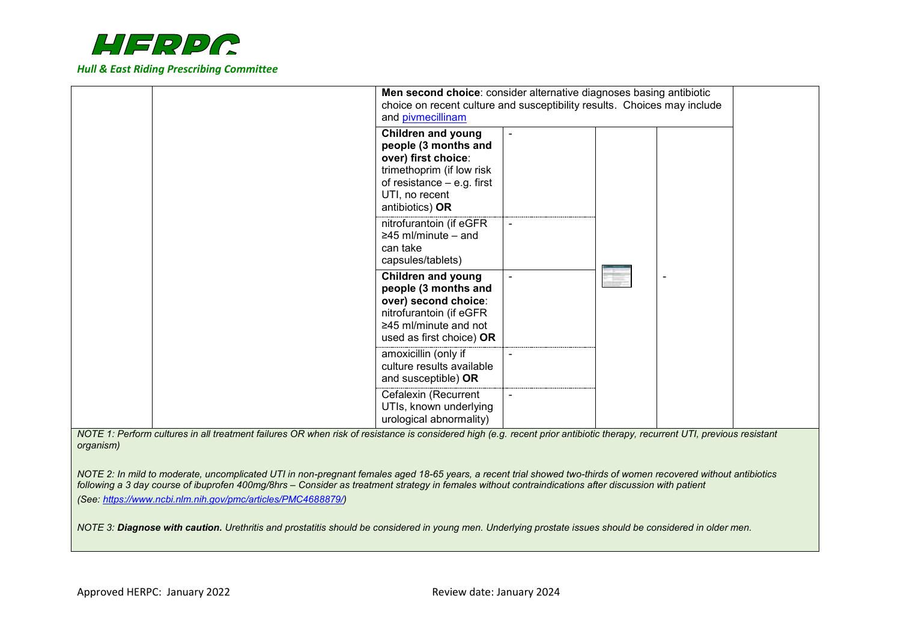| | | | | | | |
|---|---|---|---|---|---|---|
| | | **Men second choice**: consider alternative diagnoses basing antibiotic choice on recent culture and susceptibility results. Choices may include and pivmecillinam | | | | |
| | | **Children and young people (3 months and over) first choice**: trimethoprim (if low risk of resistance – e.g. first UTI, no recent antibiotics) **OR** | - | | | |
| | | nitrofurantoin (if eGFR ≥45 ml/minute – and can take capsules/tablets) | - | | | |
| | | **Children and young people (3 months and over) second choice**: nitrofurantoin (if eGFR ≥45 ml/minute and not used as first choice) **OR** | - | | - | |
| | | amoxicillin (only if culture results available and susceptible) **OR** | - | | | |
| | | Cefalexin (Recurrent UTIs, known underlying urological abnormality) | - | | | |

*NOTE 1: Perform cultures in all treatment failures OR when risk of resistance is considered high (e.g. recent prior antibiotic therapy, recurrent UTI, previous resistant organism)*

*NOTE 2: In mild to moderate, uncomplicated UTI in non-pregnant females aged 18-65 years, a recent trial showed two-thirds of women recovered without antibiotics following a 3 day course of ibuprofen 400mg/8hrs – Consider as treatment strategy in females without contraindications after discussion with patient*

*(See: https://www.ncbi.nlm.nih.gov/pmc/articles/PMC4688879/)*

*NOTE 3: **Diagnose with caution.** Urethritis and prostatitis should be considered in young men. Underlying prostate issues should be considered in older men.*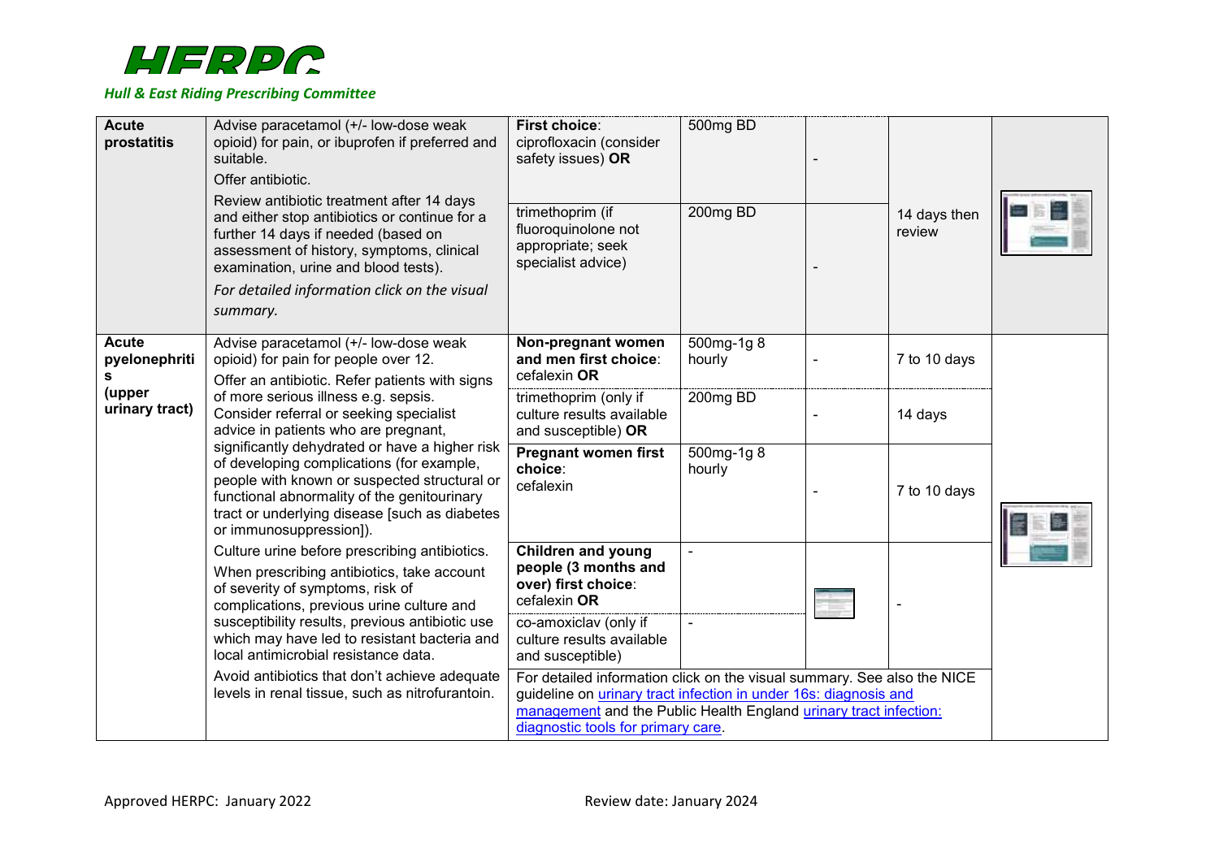| | | | | | | |
|---|---|---|---|---|---|---|
| **Acute prostatitis** | Advise paracetamol (+/- low-dose weak opioid) for pain, or ibuprofen if preferred and suitable.<br>Offer antibiotic.<br>Review antibiotic treatment after 14 days and either stop antibiotics or continue for a further 14 days if needed (based on assessment of history, symptoms, clinical examination, urine and blood tests).<br>*For detailed information click on the visual summary.* | **First choice**: ciprofloxacin (consider safety issues) **OR** | 500mg BD | - | 14 days then review | |
| | | trimethoprim (if fluoroquinolone not appropriate; seek specialist advice) | 200mg BD | - | | |
| **Acute pyelonephritis (upper urinary tract)** | Advise paracetamol (+/- low-dose weak opioid) for pain for people over 12.<br>Offer an antibiotic. Refer patients with signs of more serious illness e.g. sepsis. Consider referral or seeking specialist advice in patients who are pregnant, significantly dehydrated or have a higher risk of developing complications (for example, people with known or suspected structural or functional abnormality of the genitourinary tract or underlying disease [such as diabetes or immunosuppression]).<br>Culture urine before prescribing antibiotics.<br>When prescribing antibiotics, take account of severity of symptoms, risk of complications, previous urine culture and susceptibility results, previous antibiotic use which may have led to resistant bacteria and local antimicrobial resistance data.<br>Avoid antibiotics that don't achieve adequate levels in renal tissue, such as nitrofurantoin. | **Non-pregnant women and men first choice**: cefalexin **OR** | 500mg-1g 8 hourly | - | 7 to 10 days | |
| | | trimethoprim (only if culture results available and susceptible) **OR** | 200mg BD | - | 14 days | |
| | | **Pregnant women first choice**: cefalexin | 500mg-1g 8 hourly | - | 7 to 10 days | |
| | | **Children and young people (3 months and over) first choice**: cefalexin **OR** | - | | - | |
| | | co-amoxiclav (only if culture results available and susceptible) | - | | | |
| | | For detailed information click on the visual summary. See also the NICE guideline on urinary tract infection in under 16s: diagnosis and management and the Public Health England urinary tract infection: diagnostic tools for primary care. | | | | |

Approved HERPC: January 2022 Review date: January 2024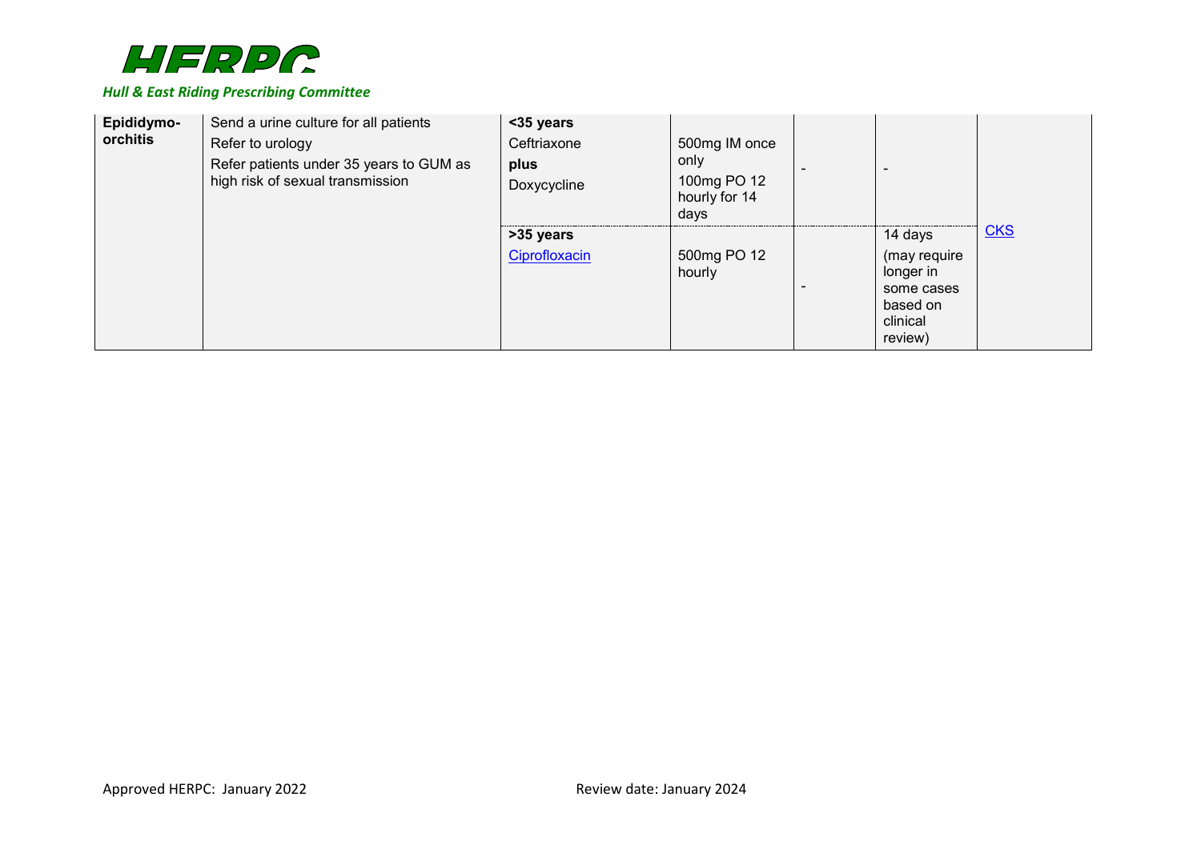| | | | | | | |
|---|---|---|---|---|---|---|
| **Epididymo-orchitis** | Send a urine culture for all patients<br>Refer to urology<br>Refer patients under 35 years to GUM as high risk of sexual transmission | **<35 years**<br>Ceftriaxone<br>**plus**<br>Doxycycline | 500mg IM once only<br>100mg PO 12 hourly for 14 days | - | - | CKS |
| | | **>35 years**<br>Ciprofloxacin | 500mg PO 12 hourly | - | 14 days<br>(may require longer in some cases based on clinical review) | |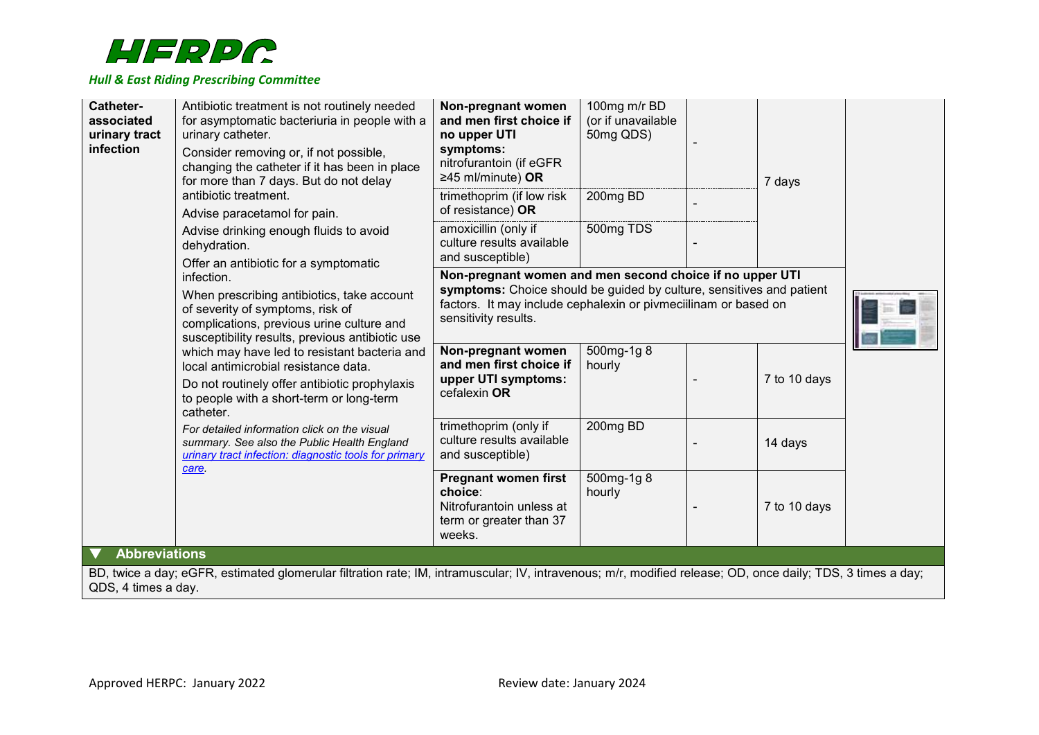| | | | | | | |
|---|---|---|---|---|---|---|
| **Catheter-associated urinary tract infection** | Antibiotic treatment is not routinely needed for asymptomatic bacteriuria in people with a urinary catheter.<br>Consider removing or, if not possible, changing the catheter if it has been in place for more than 7 days. But do not delay antibiotic treatment.<br>Advise paracetamol for pain.<br>Advise drinking enough fluids to avoid dehydration.<br>Offer an antibiotic for a symptomatic infection.<br>When prescribing antibiotics, take account of severity of symptoms, risk of complications, previous urine culture and susceptibility results, previous antibiotic use which may have led to resistant bacteria and local antimicrobial resistance data.<br>Do not routinely offer antibiotic prophylaxis to people with a short-term or long-term catheter.<br>*For detailed information click on the visual summary. See also the Public Health England urinary tract infection: diagnostic tools for primary care.* | **Non-pregnant women and men first choice if no upper UTI symptoms:** nitrofurantoin (if eGFR ≥45 ml/minute) **OR** | 100mg m/r BD (or if unavailable 50mg QDS) | - | 7 days | |
| | | trimethoprim (if low risk of resistance) **OR** | 200mg BD | - | | |
| | | amoxicillin (only if culture results available and susceptible) | 500mg TDS | - | | |
| | | **Non-pregnant women and men second choice if no upper UTI symptoms:** Choice should be guided by culture, sensitives and patient factors. It may include cephalexin or pivmeciilinam or based on sensitivity results. | | | | |
| | | **Non-pregnant women and men first choice if upper UTI symptoms:** cefalexin **OR** | 500mg-1g 8 hourly | - | 7 to 10 days | |
| | | trimethoprim (only if culture results available and susceptible) | 200mg BD | - | 14 days | |
| | | **Pregnant women first choice**: Nitrofurantoin unless at term or greater than 37 weeks. | 500mg-1g 8 hourly | - | 7 to 10 days | |

**▼ Abbreviations**

BD, twice a day; eGFR, estimated glomerular filtration rate; IM, intramuscular; IV, intravenous; m/r, modified release; OD, once daily; TDS, 3 times a day; QDS, 4 times a day.

Approved HERPC: January 2022 Review date: January 2024